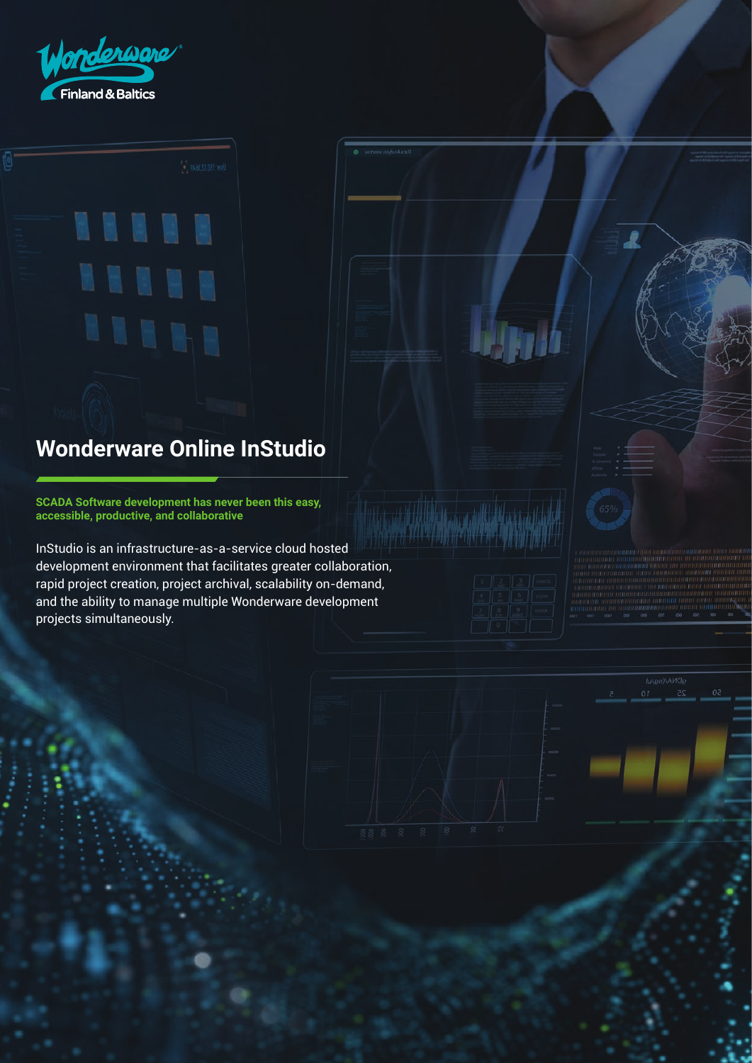# Wonderware Online InStudio

**SCADA Software development has never been this easy, accessible, productive, and collaborative**

InStudio is an infrastructure-as-a-service cloud hosted development environment that facilitates greater collaboration, rapid project creation, project archival, scalability on-demand, and the ability to manage multiple Wonderware development projects simultaneously.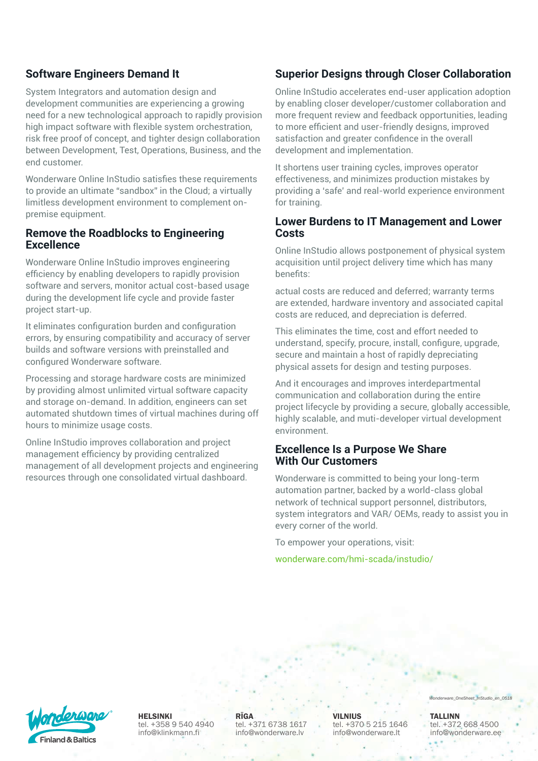## Software Engineers Demand It

System Integrators and automation design and development communities are experiencing a growing need for a new technological approach to rapidly provision high impact software with flexible system orchestration, risk free proof of concept, and tighter design collaboration between Development, Test, Operations, Business, and the end customer.

Wonderware Online InStudio satisfies these requirements to provide an ultimate "sandbox" in the Cloud; a virtually limitless development environment to complement on-premise equipment.

## Remove the Roadblocks to Engineering Excellence

Wonderware Online InStudio improves engineering efficiency by enabling developers to rapidly provision software and servers, monitor actual cost-based usage during the development life cycle and provide faster project start-up.

It eliminates configuration burden and configuration errors, by ensuring compatibility and accuracy of server builds and software versions with preinstalled and configured Wonderware software.

Processing and storage hardware costs are minimized by providing almost unlimited virtual software capacity and storage on-demand. In addition, engineers can set automated shutdown times of virtual machines during off hours to minimize usage costs.

Online InStudio improves collaboration and project management efficiency by providing centralized management of all development projects and engineering resources through one consolidated virtual dashboard.

## Superior Designs through Closer Collaboration

Online InStudio accelerates end-user application adoption by enabling closer developer/customer collaboration and more frequent review and feedback opportunities, leading to more efficient and user-friendly designs, improved satisfaction and greater confidence in the overall development and implementation.

It shortens user training cycles, improves operator effectiveness, and minimizes production mistakes by providing a 'safe' and real-world experience environment for training.

## Lower Burdens to IT Management and Lower Costs

Online InStudio allows postponement of physical system acquisition until project delivery time which has many benefits:

actual costs are reduced and deferred; warranty terms are extended, hardware inventory and associated capital costs are reduced, and depreciation is deferred.

This eliminates the time, cost and effort needed to understand, specify, procure, install, configure, upgrade, secure and maintain a host of rapidly depreciating physical assets for design and testing purposes.

And it encourages and improves interdepartmental communication and collaboration during the entire project lifecycle by providing a secure, globally accessible, highly scalable, and muti-developer virtual development environment.

## Excellence Is a Purpose We Share With Our Customers

Wonderware is committed to being your long-term automation partner, backed by a world-class global network of technical support personnel, distributors, system integrators and VAR/ OEMs, ready to assist you in every corner of the world.

To empower your operations, visit:

wonderware.com/hmi-scada/instudio/

Wonderware Finland & Baltics

**HELSINKI**
tel. +358 9 540 4940
info@klinkmann.fi

**RĪGA**
tel. +371 6738 1617
info@wonderware.lv

**VILNIUS**
tel. +370 5 215 1646
info@wonderware.lt

**TALLINN**
tel. +372 668 4500
info@wonderware.ee

*Wonderware_OneSheet_InStudio_en_0518*